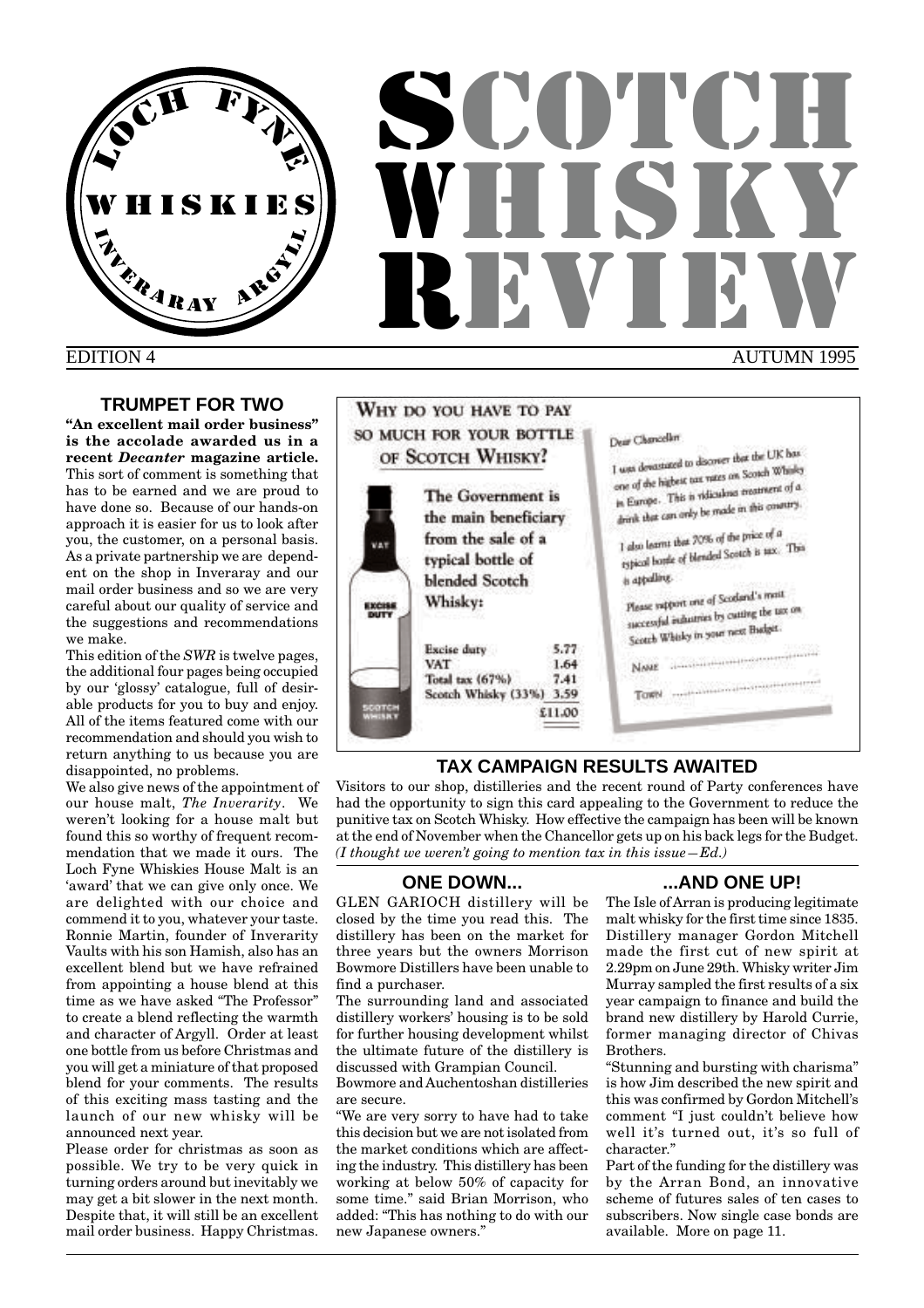# SCOTCH WHISKY REVIEW

LOCH FYNE WHISKIES INVERARAY ARGYLL

EDITION 4 AUTUMN 1995

## TRUMPET FOR TWO

**"An excellent mail order business" is the accolade awarded us in a recent *Decanter* magazine article.** This sort of comment is something that has to be earned and we are proud to have done so. Because of our hands-on approach it is easier for us to look after you, the customer, on a personal basis. As a private partnership we are dependent on the shop in Inveraray and our mail order business and so we are very careful about our quality of service and the suggestions and recommendations we make.

This edition of the *SWR* is twelve pages, the additional four pages being occupied by our 'glossy' catalogue, full of desirable products for you to buy and enjoy. All of the items featured come with our recommendation and should you wish to return anything to us because you are disappointed, no problems.

We also give news of the appointment of our house malt, *The Inverarity*. We weren't looking for a house malt but found this so worthy of frequent recommendation that we made it ours. The Loch Fyne Whiskies House Malt is an 'award' that we can give only once. We are delighted with our choice and commend it to you, whatever your taste. Ronnie Martin, founder of Inverarity Vaults with his son Hamish, also has an excellent blend but we have refrained from appointing a house blend at this time as we have asked "The Professor" to create a blend reflecting the warmth and character of Argyll. Order at least one bottle from us before Christmas and you will get a miniature of that proposed blend for your comments. The results of this exciting mass tasting and the launch of our new whisky will be announced next year.

Please order for christmas as soon as possible. We try to be very quick in turning orders around but inevitably we may get a bit slower in the next month. Despite that, it will still be an excellent mail order business. Happy Christmas.

**WHY DO YOU HAVE TO PAY SO MUCH FOR YOUR BOTTLE OF SCOTCH WHISKY?**

The Government is the main beneficiary from the sale of a typical bottle of blended Scotch Whisky:

| | |
|---|---|
| Excise duty | 5.77 |
| VAT | 1.64 |
| Total tax (67%) | 7.41 |
| Scotch Whisky (33%) | 3.59 |
| | £11.00 |

Dear Chancellor

I was devastated to discover that the UK has one of the highest tax rates on Scotch Whisky in Europe. This is ridiculous treatment of a drink that can only be made in this country.

I also learnt that 70% of the price of a typical bottle of blended Scotch is tax. This is appalling.

Please support one of Scotland's most successful industries by cutting the tax on Scotch Whisky in your next Budget.

NAME ....................

TOWN ....................

## TAX CAMPAIGN RESULTS AWAITED

Visitors to our shop, distilleries and the recent round of Party conferences have had the opportunity to sign this card appealing to the Government to reduce the punitive tax on Scotch Whisky. How effective the campaign has been will be known at the end of November when the Chancellor gets up on his back legs for the Budget. *(I thought we weren't going to mention tax in this issue—Ed.)*

## ONE DOWN...

GLEN GARIOCH distillery will be closed by the time you read this. The distillery has been on the market for three years but the owners Morrison Bowmore Distillers have been unable to find a purchaser.

The surrounding land and associated distillery workers' housing is to be sold for further housing development whilst the ultimate future of the distillery is discussed with Grampian Council.

Bowmore and Auchentoshan distilleries are secure.

"We are very sorry to have had to take this decision but we are not isolated from the market conditions which are affecting the industry. This distillery has been working at below 50% of capacity for some time." said Brian Morrison, who added: "This has nothing to do with our new Japanese owners."

## ...AND ONE UP!

The Isle of Arran is producing legitimate malt whisky for the first time since 1835. Distillery manager Gordon Mitchell made the first cut of new spirit at 2.29pm on June 29th. Whisky writer Jim Murray sampled the first results of a six year campaign to finance and build the brand new distillery by Harold Currie, former managing director of Chivas Brothers.

"Stunning and bursting with charisma" is how Jim described the new spirit and this was confirmed by Gordon Mitchell's comment "I just couldn't believe how well it's turned out, it's so full of character."

Part of the funding for the distillery was by the Arran Bond, an innovative scheme of futures sales of ten cases to subscribers. Now single case bonds are available. More on page 11.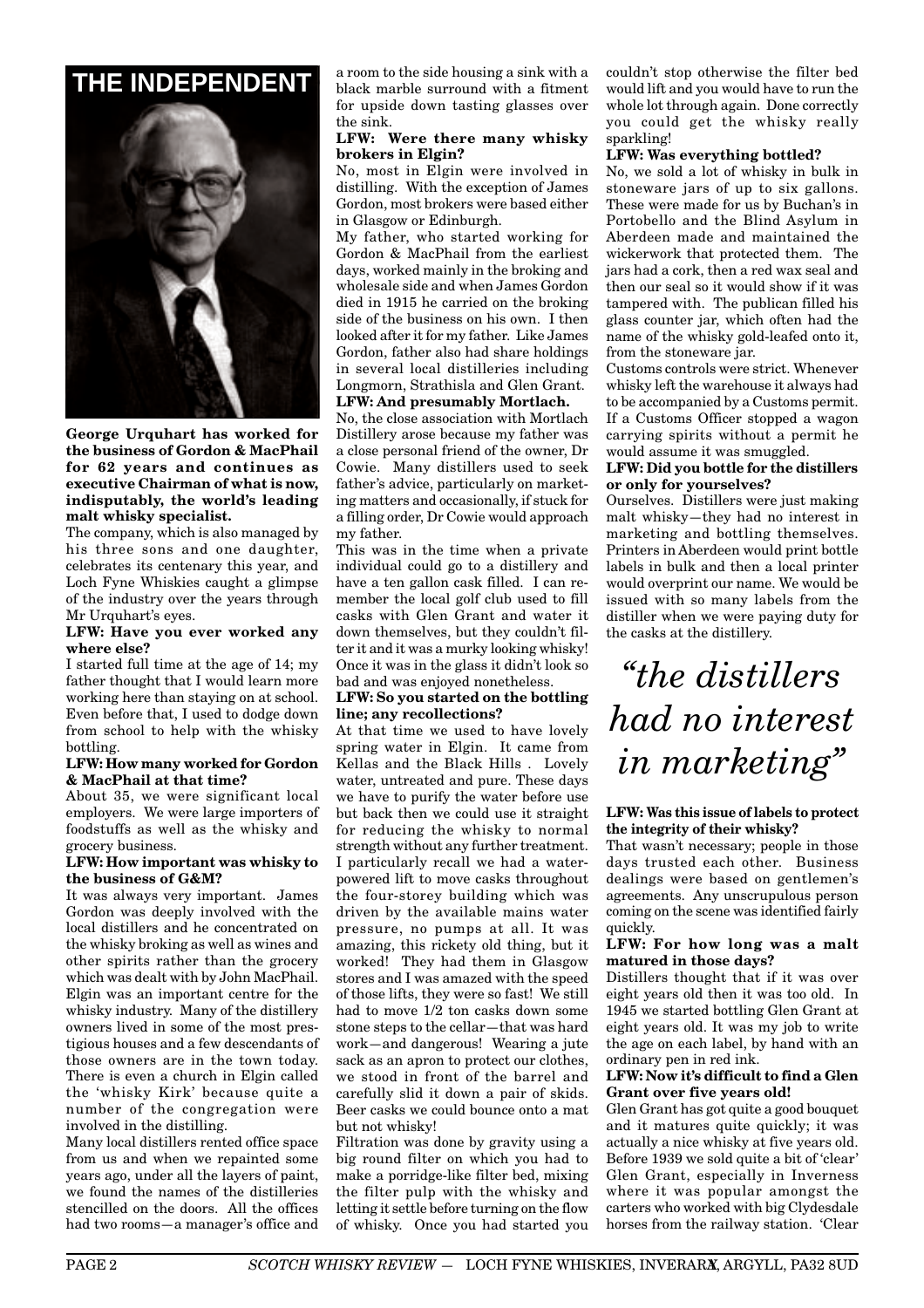# THE INDEPENDENT

**George Urquhart has worked for the business of Gordon & MacPhail for 62 years and continues as executive Chairman of what is now, indisputably, the world's leading malt whisky specialist.**

The company, which is also managed by his three sons and one daughter, celebrates its centenary this year, and Loch Fyne Whiskies caught a glimpse of the industry over the years through Mr Urquhart's eyes.

**LFW: Have you ever worked any where else?**

I started full time at the age of 14; my father thought that I would learn more working here than staying on at school. Even before that, I used to dodge down from school to help with the whisky bottling.

**LFW: How many worked for Gordon & MacPhail at that time?**

About 35, we were significant local employers. We were large importers of foodstuffs as well as the whisky and grocery business.

**LFW: How important was whisky to the business of G&M?**

It was always very important. James Gordon was deeply involved with the local distillers and he concentrated on the whisky broking as well as wines and other spirits rather than the grocery which was dealt with by John MacPhail. Elgin was an important centre for the whisky industry. Many of the distillery owners lived in some of the most prestigious houses and a few descendants of those owners are in the town today. There is even a church in Elgin called the 'whisky Kirk' because quite a number of the congregation were involved in the distilling.

Many local distillers rented office space from us and when we repainted some years ago, under all the layers of paint, we found the names of the distilleries stencilled on the doors. All the offices had two rooms—a manager's office and a room to the side housing a sink with a black marble surround with a fitment for upside down tasting glasses over the sink.

**LFW: Were there many whisky brokers in Elgin?**

No, most in Elgin were involved in distilling. With the exception of James Gordon, most brokers were based either in Glasgow or Edinburgh.

My father, who started working for Gordon & MacPhail from the earliest days, worked mainly in the broking and wholesale side and when James Gordon died in 1915 he carried on the broking side of the business on his own. I then looked after it for my father. Like James Gordon, father also had share holdings in several local distilleries including Longmorn, Strathisla and Glen Grant.

**LFW: And presumably Mortlach.**

No, the close association with Mortlach Distillery arose because my father was a close personal friend of the owner, Dr Cowie. Many distillers used to seek father's advice, particularly on marketing matters and occasionally, if stuck for a filling order, Dr Cowie would approach my father.

This was in the time when a private individual could go to a distillery and have a ten gallon cask filled. I can remember the local golf club used to fill casks with Glen Grant and water it down themselves, but they couldn't filter it and it was a murky looking whisky! Once it was in the glass it didn't look so bad and was enjoyed nonetheless.

**LFW: So you started on the bottling line; any recollections?**

At that time we used to have lovely spring water in Elgin. It came from Kellas and the Black Hills . Lovely water, untreated and pure. These days we have to purify the water before use but back then we could use it straight for reducing the whisky to normal strength without any further treatment. I particularly recall we had a water-powered lift to move casks throughout the four-storey building which was driven by the available mains water pressure, no pumps at all. It was amazing, this rickety old thing, but it worked! They had them in Glasgow stores and I was amazed with the speed of those lifts, they were so fast! We still had to move 1/2 ton casks down some stone steps to the cellar—that was hard work—and dangerous! Wearing a jute sack as an apron to protect our clothes, we stood in front of the barrel and carefully slid it down a pair of skids. Beer casks we could bounce onto a mat but not whisky!

Filtration was done by gravity using a big round filter on which you had to make a porridge-like filter bed, mixing the filter pulp with the whisky and letting it settle before turning on the flow of whisky. Once you had started you couldn't stop otherwise the filter bed would lift and you would have to run the whole lot through again. Done correctly you could get the whisky really sparkling!

**LFW: Was everything bottled?**

No, we sold a lot of whisky in bulk in stoneware jars of up to six gallons. These were made for us by Buchan's in Portobello and the Blind Asylum in Aberdeen made and maintained the wickerwork that protected them. The jars had a cork, then a red wax seal and then our seal so it would show if it was tampered with. The publican filled his glass counter jar, which often had the name of the whisky gold-leafed onto it, from the stoneware jar.

Customs controls were strict. Whenever whisky left the warehouse it always had to be accompanied by a Customs permit. If a Customs Officer stopped a wagon carrying spirits without a permit he would assume it was smuggled.

**LFW: Did you bottle for the distillers or only for yourselves?**

Ourselves. Distillers were just making malt whisky—they had no interest in marketing and bottling themselves. Printers in Aberdeen would print bottle labels in bulk and then a local printer would overprint our name. We would be issued with so many labels from the distiller when we were paying duty for the casks at the distillery.

> *"the distillers had no interest in marketing"*

**LFW: Was this issue of labels to protect the integrity of their whisky?**

That wasn't necessary; people in those days trusted each other. Business dealings were based on gentlemen's agreements. Any unscrupulous person coming on the scene was identified fairly quickly.

**LFW: For how long was a malt matured in those days?**

Distillers thought that if it was over eight years old then it was too old. In 1945 we started bottling Glen Grant at eight years old. It was my job to write the age on each label, by hand with an ordinary pen in red ink.

**LFW: Now it's difficult to find a Glen Grant over five years old!**

Glen Grant has got quite a good bouquet and it matures quite quickly; it was actually a nice whisky at five years old. Before 1939 we sold quite a bit of 'clear' Glen Grant, especially in Inverness where it was popular amongst the carters who worked with big Clydesdale horses from the railway station. 'Clear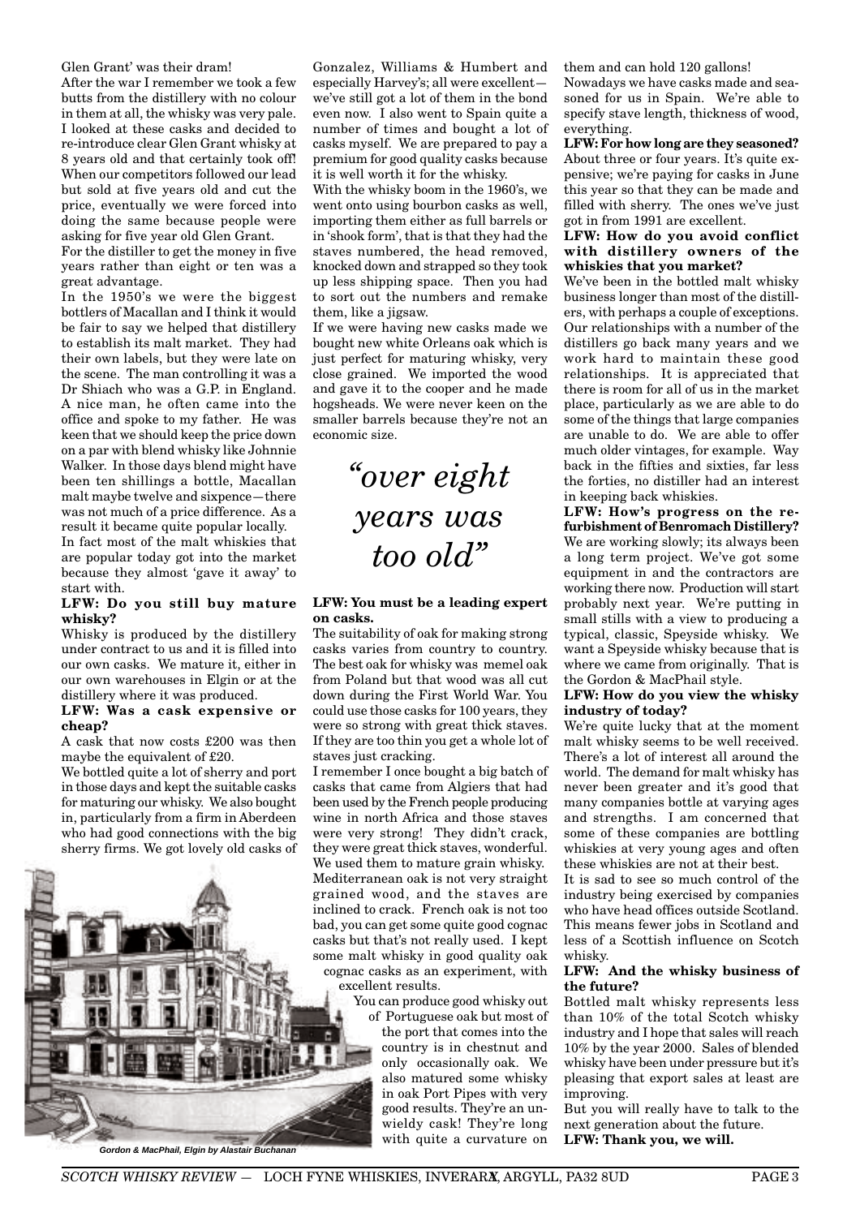Glen Grant' was their dram!

After the war I remember we took a few butts from the distillery with no colour in them at all, the whisky was very pale. I looked at these casks and decided to re-introduce clear Glen Grant whisky at 8 years old and that certainly took off! When our competitors followed our lead but sold at five years old and cut the price, eventually we were forced into doing the same because people were asking for five year old Glen Grant.

For the distiller to get the money in five years rather than eight or ten was a great advantage.

In the 1950's we were the biggest bottlers of Macallan and I think it would be fair to say we helped that distillery to establish its malt market. They had their own labels, but they were late on the scene. The man controlling it was a Dr Shiach who was a G.P. in England. A nice man, he often came into the office and spoke to my father. He was keen that we should keep the price down on a par with blend whisky like Johnnie Walker. In those days blend might have been ten shillings a bottle, Macallan malt maybe twelve and sixpence—there was not much of a price difference. As a result it became quite popular locally.

In fact most of the malt whiskies that are popular today got into the market because they almost 'gave it away' to start with.

**LFW: Do you still buy mature whisky?**

Whisky is produced by the distillery under contract to us and it is filled into our own casks. We mature it, either in our own warehouses in Elgin or at the distillery where it was produced.

**LFW: Was a cask expensive or cheap?**

A cask that now costs £200 was then maybe the equivalent of £20.

We bottled quite a lot of sherry and port in those days and kept the suitable casks for maturing our whisky. We also bought in, particularly from a firm in Aberdeen who had good connections with the big sherry firms. We got lovely old casks of Gonzalez, Williams & Humbert and especially Harvey's; all were excellent—we've still got a lot of them in the bond even now. I also went to Spain quite a number of times and bought a lot of casks myself. We are prepared to pay a premium for good quality casks because it is well worth it for the whisky.

With the whisky boom in the 1960's, we went onto using bourbon casks as well, importing them either as full barrels or in 'shook form', that is that they had the staves numbered, the head removed, knocked down and strapped so they took up less shipping space. Then you had to sort out the numbers and remake them, like a jigsaw.

If we were having new casks made we bought new white Orleans oak which is just perfect for maturing whisky, very close grained. We imported the wood and gave it to the cooper and he made hogsheads. We were never keen on the smaller barrels because they're not an economic size.

> *"over eight years was too old"*

**LFW: You must be a leading expert on casks.**

The suitability of oak for making strong casks varies from country to country. The best oak for whisky was memel oak from Poland but that wood was all cut down during the First World War. You could use those casks for 100 years, they were so strong with great thick staves. If they are too thin you get a whole lot of staves just cracking.

I remember I once bought a big batch of casks that came from Algiers that had been used by the French people producing wine in north Africa and those staves were very strong! They didn't crack, they were great thick staves, wonderful. We used them to mature grain whisky.

Mediterranean oak is not very straight grained wood, and the staves are inclined to crack. French oak is not too bad, you can get some quite good cognac casks but that's not really used. I kept some malt whisky in good quality oak cognac casks as an experiment, with excellent results.

You can produce good whisky out of Portuguese oak but most of the port that comes into the country is in chestnut and only occasionally oak. We also matured some whisky in oak Port Pipes with very good results. They're an unwieldy cask! They're long with quite a curvature on them and can hold 120 gallons!

*Gordon & MacPhail, Elgin by Alastair Buchanan*

Nowadays we have casks made and seasoned for us in Spain. We're able to specify stave length, thickness of wood, everything.

**LFW: For how long are they seasoned?**

About three or four years. It's quite expensive; we're paying for casks in June this year so that they can be made and filled with sherry. The ones we've just got in from 1991 are excellent.

**LFW: How do you avoid conflict with distillery owners of the whiskies that you market?**

We've been in the bottled malt whisky business longer than most of the distillers, with perhaps a couple of exceptions. Our relationships with a number of the distillers go back many years and we work hard to maintain these good relationships. It is appreciated that there is room for all of us in the market place, particularly as we are able to do some of the things that large companies are unable to do. We are able to offer much older vintages, for example. Way back in the fifties and sixties, far less the forties, no distiller had an interest in keeping back whiskies.

**LFW: How's progress on the re-furbishment of Benromach Distillery?**

We are working slowly; its always been a long term project. We've got some equipment in and the contractors are working there now. Production will start probably next year. We're putting in small stills with a view to producing a typical, classic, Speyside whisky. We want a Speyside whisky because that is where we came from originally. That is the Gordon & MacPhail style.

**LFW: How do you view the whisky industry of today?**

We're quite lucky that at the moment malt whisky seems to be well received. There's a lot of interest all around the world. The demand for malt whisky has never been greater and it's good that many companies bottle at varying ages and strengths. I am concerned that some of these companies are bottling whiskies at very young ages and often these whiskies are not at their best.

It is sad to see so much control of the industry being exercised by companies who have head offices outside Scotland. This means fewer jobs in Scotland and less of a Scottish influence on Scotch whisky.

**LFW: And the whisky business of the future?**

Bottled malt whisky represents less than 10% of the total Scotch whisky industry and I hope that sales will reach 10% by the year 2000. Sales of blended whisky have been under pressure but it's pleasing that export sales at least are improving.

But you will really have to talk to the next generation about the future.

**LFW: Thank you, we will.**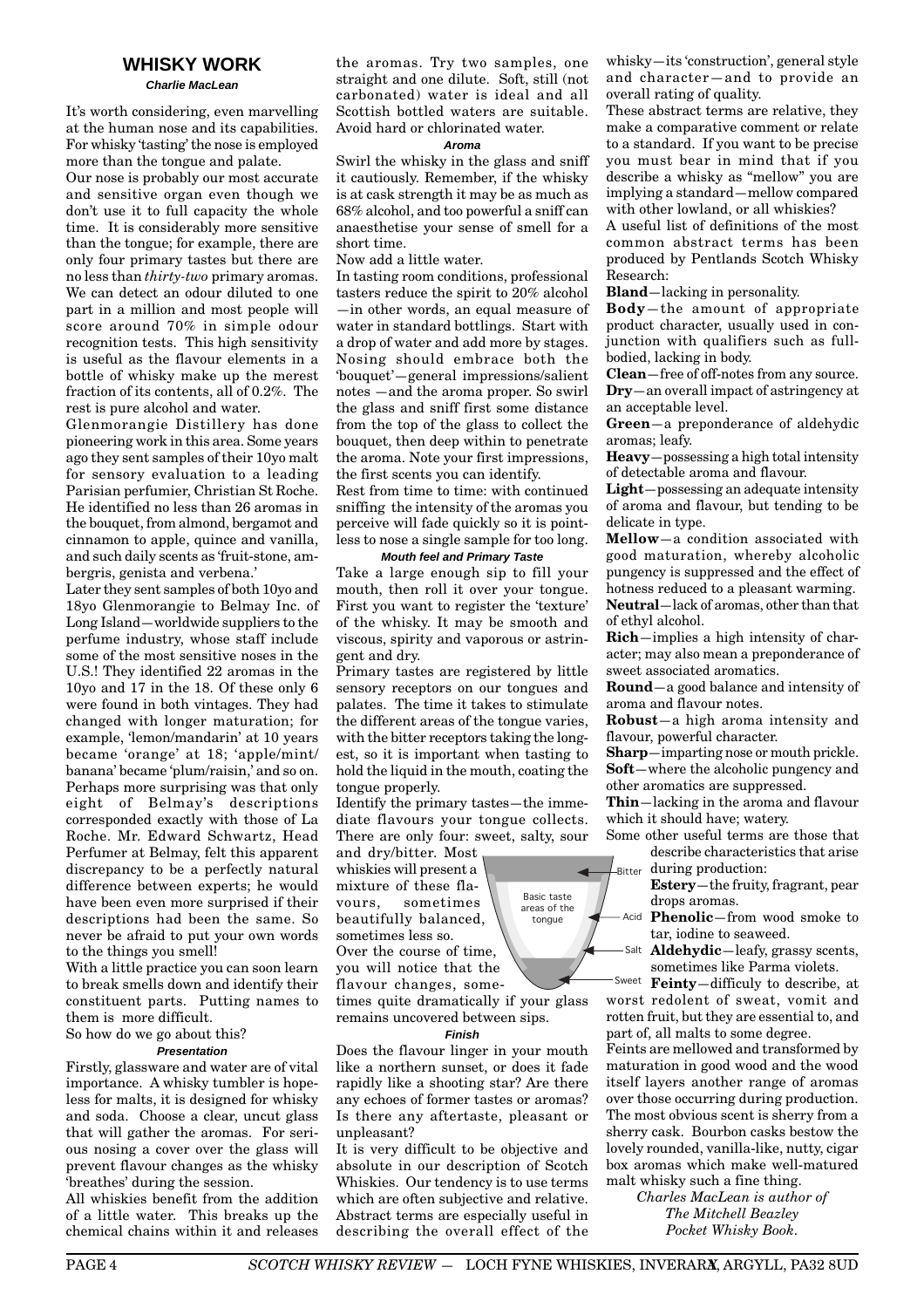## WHISKY WORK

***Charlie MacLean***

It's worth considering, even marvelling at the human nose and its capabilities. For whisky 'tasting' the nose is employed more than the tongue and palate.

Our nose is probably our most accurate and sensitive organ even though we don't use it to full capacity the whole time. It is considerably more sensitive than the tongue; for example, there are only four primary tastes but there are no less than *thirty-two* primary aromas. We can detect an odour diluted to one part in a million and most people will score around 70% in simple odour recognition tests. This high sensitivity is useful as the flavour elements in a bottle of whisky make up the merest fraction of its contents, all of 0.2%. The rest is pure alcohol and water.

Glenmorangie Distillery has done pioneering work in this area. Some years ago they sent samples of their 10yo malt for sensory evaluation to a leading Parisian perfumier, Christian St Roche. He identified no less than 26 aromas in the bouquet, from almond, bergamot and cinnamon to apple, quince and vanilla, and such daily scents as 'fruit-stone, ambergris, genista and verbena.'

Later they sent samples of both 10yo and 18yo Glenmorangie to Belmay Inc. of Long Island—worldwide suppliers to the perfume industry, whose staff include some of the most sensitive noses in the U.S.! They identified 22 aromas in the 10yo and 17 in the 18. Of these only 6 were found in both vintages. They had changed with longer maturation; for example, 'lemon/mandarin' at 10 years became 'orange' at 18; 'apple/mint/banana' became 'plum/raisin,' and so on. Perhaps more surprising was that only eight of Belmay's descriptions corresponded exactly with those of La Roche. Mr. Edward Schwartz, Head Perfumer at Belmay, felt this apparent discrepancy to be a perfectly natural difference between experts; he would have been even more surprised if their descriptions had been the same. So never be afraid to put your own words to the things you smell!

With a little practice you can soon learn to break smells down and identify their constituent parts. Putting names to them is more difficult.

So how do we go about this?

#### Presentation

Firstly, glassware and water are of vital importance. A whisky tumbler is hopeless for malts, it is designed for whisky and soda. Choose a clear, uncut glass that will gather the aromas. For serious nosing a cover over the glass will prevent flavour changes as the whisky 'breathes' during the session.

All whiskies benefit from the addition of a little water. This breaks up the chemical chains within it and releases the aromas. Try two samples, one straight and one dilute. Soft, still (not carbonated) water is ideal and all Scottish bottled waters are suitable. Avoid hard or chlorinated water.

#### Aroma

Swirl the whisky in the glass and sniff it cautiously. Remember, if the whisky is at cask strength it may be as much as 68% alcohol, and too powerful a sniff can anaesthetise your sense of smell for a short time.

Now add a little water.

In tasting room conditions, professional tasters reduce the spirit to 20% alcohol —in other words, an equal measure of water in standard bottlings. Start with a drop of water and add more by stages. Nosing should embrace both the 'bouquet'—general impressions/salient notes —and the aroma proper. So swirl the glass and sniff first some distance from the top of the glass to collect the bouquet, then deep within to penetrate the aroma. Note your first impressions, the first scents you can identify.

Rest from time to time: with continued sniffing the intensity of the aromas you perceive will fade quickly so it is pointless to nose a single sample for too long.

#### Mouth feel and Primary Taste

Take a large enough sip to fill your mouth, then roll it over your tongue. First you want to register the 'texture' of the whisky. It may be smooth and viscous, spirity and vaporous or astringent and dry.

Primary tastes are registered by little sensory receptors on our tongues and palates. The time it takes to stimulate the different areas of the tongue varies, with the bitter receptors taking the longest, so it is important when tasting to hold the liquid in the mouth, coating the tongue properly.

Identify the primary tastes—the immediate flavours your tongue collects. There are only four: sweet, salty, sour and dry/bitter. Most whiskies will present a mixture of these flavours, sometimes beautifully balanced, sometimes less so.

Basic taste areas of the tongue: Bitter, Acid, Salt, Sweet

Over the course of time, you will notice that the flavour changes, sometimes quite dramatically if your glass remains uncovered between sips.

#### Finish

Does the flavour linger in your mouth like a northern sunset, or does it fade rapidly like a shooting star? Are there any echoes of former tastes or aromas? Is there any aftertaste, pleasant or unpleasant?

It is very difficult to be objective and absolute in our description of Scotch Whiskies. Our tendency is to use terms which are often subjective and relative. Abstract terms are especially useful in describing the overall effect of the whisky—its 'construction', general style and character—and to provide an overall rating of quality.

These abstract terms are relative, they make a comparative comment or relate to a standard. If you want to be precise you must bear in mind that if you describe a whisky as "mellow" you are implying a standard—mellow compared with other lowland, or all whiskies?

A useful list of definitions of the most common abstract terms has been produced by Pentlands Scotch Whisky Research:

**Bland**—lacking in personality.

**Body**—the amount of appropriate product character, usually used in conjunction with qualifiers such as full-bodied, lacking in body.

**Clean**—free of off-notes from any source.

**Dry**—an overall impact of astringency at an acceptable level.

**Green**—a preponderance of aldehydic aromas; leafy.

**Heavy**—possessing a high total intensity of detectable aroma and flavour.

**Light**—possessing an adequate intensity of aroma and flavour, but tending to be delicate in type.

**Mellow**—a condition associated with good maturation, whereby alcoholic pungency is suppressed and the effect of hotness reduced to a pleasant warming.

**Neutral**—lack of aromas, other than that of ethyl alcohol.

**Rich**—implies a high intensity of character; may also mean a preponderance of sweet associated aromatics.

**Round**—a good balance and intensity of aroma and flavour notes.

**Robust**—a high aroma intensity and flavour, powerful character.

**Sharp**—imparting nose or mouth prickle.

**Soft**—where the alcoholic pungency and other aromatics are suppressed.

**Thin**—lacking in the aroma and flavour which it should have; watery.

Some other useful terms are those that describe characteristics that arise during production:

**Estery**—the fruity, fragrant, pear drops aromas.

**Phenolic**—from wood smoke to tar, iodine to seaweed.

**Aldehydic**—leafy, grassy scents, sometimes like Parma violets.

**Feinty**—difficuly to describe, at worst redolent of sweat, vomit and rotten fruit, but they are essential to, and part of, all malts to some degree.

Feints are mellowed and transformed by maturation in good wood and the wood itself layers another range of aromas over those occurring during production. The most obvious scent is sherry from a sherry cask. Bourbon casks bestow the lovely rounded, vanilla-like, nutty, cigar box aromas which make well-matured malt whisky such a fine thing.

*Charles MacLean is author of The Mitchell Beazley Pocket Whisky Book.*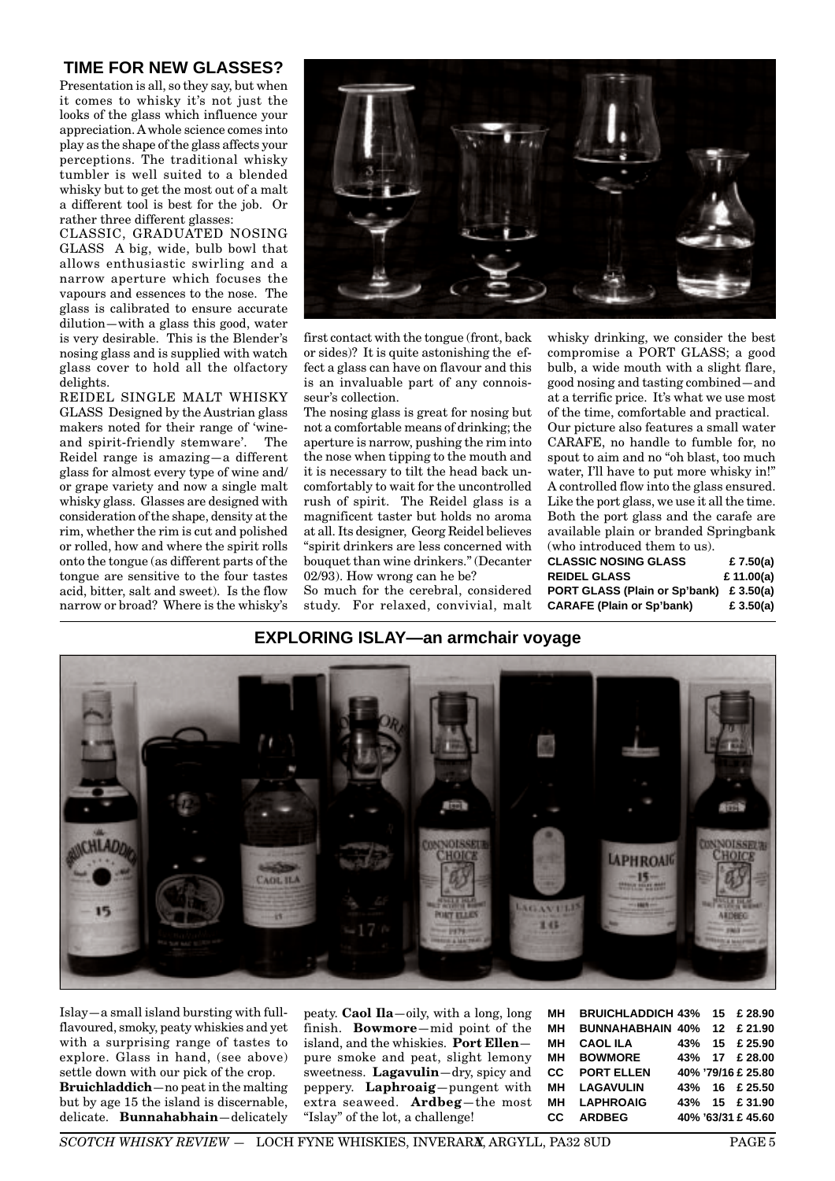## TIME FOR NEW GLASSES?

Presentation is all, so they say, but when it comes to whisky it's not just the looks of the glass which influence your appreciation. A whole science comes into play as the shape of the glass affects your perceptions. The traditional whisky tumbler is well suited to a blended whisky but to get the most out of a malt a different tool is best for the job. Or rather three different glasses:

CLASSIC, GRADUATED NOSING GLASS A big, wide, bulb bowl that allows enthusiastic swirling and a narrow aperture which focuses the vapours and essences to the nose. The glass is calibrated to ensure accurate dilution—with a glass this good, water is very desirable. This is the Blender's nosing glass and is supplied with watch glass cover to hold all the olfactory delights.

REIDEL SINGLE MALT WHISKY GLASS Designed by the Austrian glass makers noted for their range of 'wine- and spirit-friendly stemware'. The Reidel range is amazing—a different glass for almost every type of wine and/ or grape variety and now a single malt whisky glass. Glasses are designed with consideration of the shape, density at the rim, whether the rim is cut and polished or rolled, how and where the spirit rolls onto the tongue (as different parts of the tongue are sensitive to the four tastes acid, bitter, salt and sweet). Is the flow narrow or broad? Where is the whisky's first contact with the tongue (front, back or sides)? It is quite astonishing the effect a glass can have on flavour and this is an invaluable part of any connoisseur's collection.

The nosing glass is great for nosing but not a comfortable means of drinking; the aperture is narrow, pushing the rim into the nose when tipping to the mouth and it is necessary to tilt the head back uncomfortably to wait for the uncontrolled rush of spirit. The Reidel glass is a magnificent taster but holds no aroma at all. Its designer, Georg Reidel believes "spirit drinkers are less concerned with bouquet than wine drinkers." (Decanter 02/93). How wrong can he be?

So much for the cerebral, considered study. For relaxed, convivial, malt whisky drinking, we consider the best compromise a PORT GLASS; a good bulb, a wide mouth with a slight flare, good nosing and tasting combined—and at a terrific price. It's what we use most of the time, comfortable and practical.

Our picture also features a small water CARAFE, no handle to fumble for, no spout to aim and no "oh blast, too much water, I'll have to put more whisky in!" A controlled flow into the glass ensured. Like the port glass, we use it all the time. Both the port glass and the carafe are available plain or branded Springbank (who introduced them to us).

| | |
|---|---|
| **CLASSIC NOSING GLASS** | **£ 7.50(a)** |
| **REIDEL GLASS** | **£ 11.00(a)** |
| **PORT GLASS (Plain or Sp'bank)** | **£ 3.50(a)** |
| **CARAFE (Plain or Sp'bank)** | **£ 3.50(a)** |

## EXPLORING ISLAY—an armchair voyage

Islay—a small island bursting with full-flavoured, smoky, peaty whiskies and yet with a surprising range of tastes to explore. Glass in hand, (see above) settle down with our pick of the crop.

**Bruichladdich**—no peat in the malting but by age 15 the island is discernable, delicate. **Bunnahabhain**—delicately peaty. **Caol Ila**—oily, with a long, long finish. **Bowmore**—mid point of the island, and the whiskies. **Port Ellen**—pure smoke and peat, slight lemony sweetness. **Lagavulin**—dry, spicy and peppery. **Laphroaig**—pungent with extra seaweed. **Ardbeg**—the most "Islay" of the lot, a challenge!

| | | | | |
|---|---|---|---|---|
| **MH** | **BRUICHLADDICH** | **43%** | **15** | **£ 28.90** |
| **MH** | **BUNNAHABHAIN** | **40%** | **12** | **£ 21.90** |
| **MH** | **CAOL ILA** | **43%** | **15** | **£ 25.90** |
| **MH** | **BOWMORE** | **43%** | **17** | **£ 28.00** |
| **CC** | **PORT ELLEN** | **40%** | **'79/16** | **£ 25.80** |
| **MH** | **LAGAVULIN** | **43%** | **16** | **£ 25.50** |
| **MH** | **LAPHROAIG** | **43%** | **15** | **£ 31.90** |
| **CC** | **ARDBEG** | **40%** | **'63/31** | **£ 45.60** |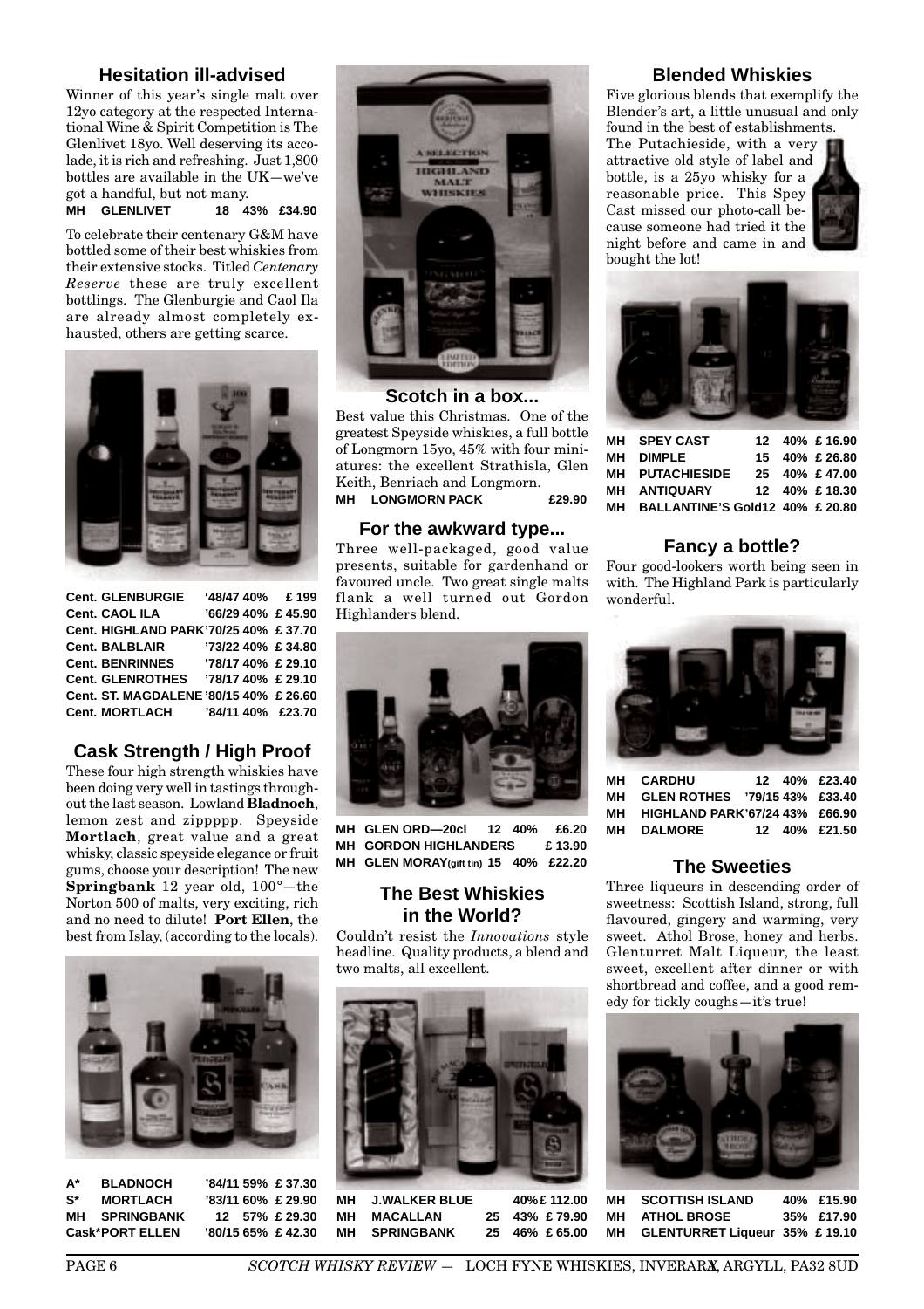## Hesitation ill-advised

Winner of this year's single malt over 12yo category at the respected International Wine & Spirit Competition is The Glenlivet 18yo. Well deserving its accolade, it is rich and refreshing. Just 1,800 bottles are available in the UK—we've got a handful, but not many.

| MH | GLENLIVET | 18 | 43% | £34.90 |
|---|---|---|---|---|

To celebrate their centenary G&M have bottled some of their best whiskies from their extensive stocks. Titled *Centenary Reserve* these are truly excellent bottlings. The Glenburgie and Caol Ila are already almost completely exhausted, others are getting scarce.

| | | | |
|---|---|---|---|
| Cent. GLENBURGIE | '48/47 | 40% | £ 199 |
| Cent. CAOL ILA | '66/29 | 40% | £ 45.90 |
| Cent. HIGHLAND PARK | '70/25 | 40% | £ 37.70 |
| Cent. BALBLAIR | '73/22 | 40% | £ 34.80 |
| Cent. BENRINNES | '78/17 | 40% | £ 29.10 |
| Cent. GLENROTHES | '78/17 | 40% | £ 29.10 |
| Cent. ST. MAGDALENE | '80/15 | 40% | £ 26.60 |
| Cent. MORTLACH | '84/11 | 40% | £23.70 |

## Cask Strength / High Proof

These four high strength whiskies have been doing very well in tastings throughout the last season. Lowland **Bladnoch**, lemon zest and zippppp. Speyside **Mortlach**, great value and a great whisky, classic speyside elegance or fruit gums, choose your description! The new **Springbank** 12 year old, 100°—the Norton 500 of malts, very exciting, rich and no need to dilute! **Port Ellen**, the best from Islay, (according to the locals).

| | | | | |
|---|---|---|---|---|
| A* | BLADNOCH | '84/11 | 59% | £ 37.30 |
| S* | MORTLACH | '83/11 | 60% | £ 29.90 |
| MH | SPRINGBANK | 12 | 57% | £ 29.30 |
| Cask* | PORT ELLEN | '80/15 | 65% | £ 42.30 |

## Scotch in a box...

Best value this Christmas. One of the greatest Speyside whiskies, a full bottle of Longmorn 15yo, 45% with four miniatures: the excellent Strathisla, Glen Keith, Benriach and Longmorn.

| MH | LONGMORN PACK | £29.90 |
|---|---|---|

## For the awkward type...

Three well-packaged, good value presents, suitable for gardenhand or favoured uncle. Two great single malts flank a well turned out Gordon Highlanders blend.

| | | | | |
|---|---|---|---|---|
| MH | GLEN ORD—20cl | 12 | 40% | £6.20 |
| MH | GORDON HIGHLANDERS | | | £ 13.90 |
| MH | GLEN MORAY(gift tin) | 15 | 40% | £22.20 |

## The Best Whiskies in the World?

Couldn't resist the *Innovations* style headline. Quality products, a blend and two malts, all excellent.

| | | | | |
|---|---|---|---|---|
| MH | J.WALKER BLUE | | 40% | £ 112.00 |
| MH | MACALLAN | 25 | 43% | £ 79.90 |
| MH | SPRINGBANK | 25 | 46% | £ 65.00 |

## Blended Whiskies

Five glorious blends that exemplify the Blender's art, a little unusual and only found in the best of establishments.

The Putachieside, with a very attractive old style of label and bottle, is a 25yo whisky for a reasonable price. This Spey Cast missed our photo-call because someone had tried it the night before and came in and bought the lot!

| | | | | |
|---|---|---|---|---|
| MH | SPEY CAST | 12 | 40% | £ 16.90 |
| MH | DIMPLE | 15 | 40% | £ 26.80 |
| MH | PUTACHIESIDE | 25 | 40% | £ 47.00 |
| MH | ANTIQUARY | 12 | 40% | £ 18.30 |
| MH | BALLANTINE'S Gold | 12 | 40% | £ 20.80 |

## Fancy a bottle?

Four good-lookers worth being seen in with. The Highland Park is particularly wonderful.

| | | | | |
|---|---|---|---|---|
| MH | CARDHU | 12 | 40% | £23.40 |
| MH | GLEN ROTHES | '79/15 | 43% | £33.40 |
| MH | HIGHLAND PARK | '67/24 | 43% | £66.90 |
| MH | DALMORE | 12 | 40% | £21.50 |

## The Sweeties

Three liqueurs in descending order of sweetness: Scottish Island, strong, full flavoured, gingery and warming, very sweet. Athol Brose, honey and herbs. Glenturret Malt Liqueur, the least sweet, excellent after dinner or with shortbread and coffee, and a good remedy for tickly coughs—it's true!

| | | | |
|---|---|---|---|
| MH | SCOTTISH ISLAND | 40% | £15.90 |
| MH | ATHOL BROSE | 35% | £17.90 |
| MH | GLENTURRET Liqueur | 35% | £ 19.10 |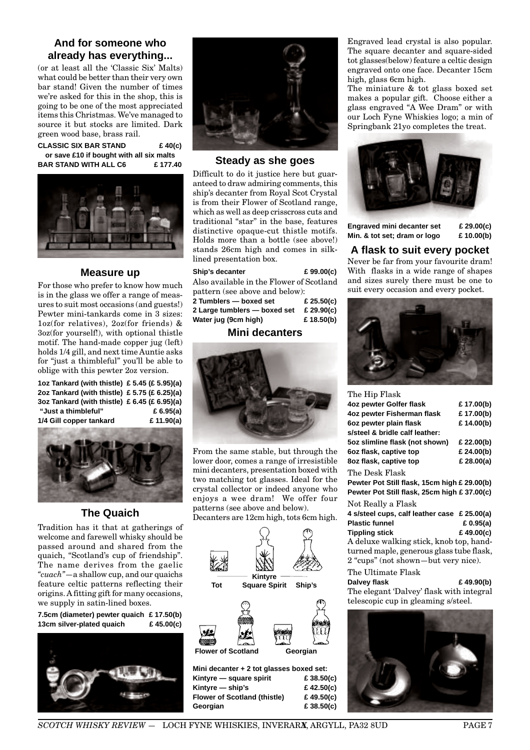## And for someone who already has everything...

(or at least all the 'Classic Six' Malts) what could be better than their very own bar stand! Given the number of times we're asked for this in the shop, this is going to be one of the most appreciated items this Christmas. We've managed to source it but stocks are limited. Dark green wood base, brass rail.

**CLASSIC SIX BAR STAND £ 40(c)**
**or save £10 if bought with all six malts**
**BAR STAND WITH ALL C6 £ 177.40**

## Measure up

For those who prefer to know how much is in the glass we offer a range of measures to suit most occasions (and guests!) Pewter mini-tankards come in 3 sizes: 1oz(for relatives), 2oz(for friends) & 3oz(for yourself!), with optional thistle motif. The hand-made copper jug (left) holds 1/4 gill, and next time Auntie asks for "just a thimbleful" you'll be able to oblige with this pewter 2oz version.

| | |
|---|---|
| **1oz Tankard (with thistle)** | **£ 5.45 (£ 5.95)(a)** |
| **2oz Tankard (with thistle)** | **£ 5.75 (£ 6.25)(a)** |
| **3oz Tankard (with thistle)** | **£ 6.45 (£ 6.95)(a)** |
| **"Just a thimbleful"** | **£ 6.95(a)** |
| **1/4 Gill copper tankard** | **£ 11.90(a)** |

## The Quaich

Tradition has it that at gatherings of welcome and farewell whisky should be passed around and shared from the quaich, "Scotland's cup of friendship". The name derives from the gaelic *"cuach"*—a shallow cup, and our quaichs feature celtic patterns reflecting their origins. A fitting gift for many occasions, we supply in satin-lined boxes.

| | |
|---|---|
| **7.5cm (diameter) pewter quaich** | **£ 17.50(b)** |
| **13cm silver-plated quaich** | **£ 45.00(c)** |

## Steady as she goes

Difficult to do it justice here but guaranteed to draw admiring comments, this ship's decanter from Royal Scot Crystal is from their Flower of Scotland range, which as well as deep crisscross cuts and traditional "star" in the base, features distinctive opaque-cut thistle motifs. Holds more than a bottle (see above!) stands 26cm high and comes in silk-lined presentation box.

**Ship's decanter £ 99.00(c)**

Also available in the Flower of Scotland pattern (see above and below):

| | |
|---|---|
| **2 Tumblers — boxed set** | **£ 25.50(c)** |
| **2 Large tumblers — boxed set** | **£ 29.90(c)** |
| **Water jug (9cm high)** | **£ 18.50(b)** |

## Mini decanters

From the same stable, but through the lower door, comes a range of irresistible mini decanters, presentation boxed with two matching tot glasses. Ideal for the crystal collector or indeed anyone who enjoys a wee dram! We offer four patterns (see above and below).

Decanters are 12cm high, tots 6cm high.

Kintyre: Tot, Square Spirit, Ship's

Flower of Scotland, Georgian

**Mini decanter + 2 tot glasses boxed set:**

| | |
|---|---|
| **Kintyre — square spirit** | **£ 38.50(c)** |
| **Kintyre — ship's** | **£ 42.50(c)** |
| **Flower of Scotland (thistle)** | **£ 49.50(c)** |
| **Georgian** | **£ 38.50(c)** |

Engraved lead crystal is also popular. The square decanter and square-sided tot glasses(below) feature a celtic design engraved onto one face. Decanter 15cm high, glass 6cm high.

The miniature & tot glass boxed set makes a popular gift. Choose either a glass engraved "A Wee Dram" or with our Loch Fyne Whiskies logo; a min of Springbank 21yo completes the treat.

| | |
|---|---|
| **Engraved mini decanter set** | **£ 29.00(c)** |
| **Min. & tot set; dram or logo** | **£ 10.00(b)** |

## A flask to suit every pocket

Never be far from your favourite dram! With flasks in a wide range of shapes and sizes surely there must be one to suit every occasion and every pocket.

The Hip Flask

| | |
|---|---|
| **4oz pewter Golfer flask** | **£ 17.00(b)** |
| **4oz pewter Fisherman flask** | **£ 17.00(b)** |
| **6oz pewter plain flask** | **£ 14.00(b)** |
| **s/steel & bridle calf leather:** | |
| **5oz slimline flask (not shown)** | **£ 22.00(b)** |
| **6oz flask, captive top** | **£ 24.00(b)** |
| **8oz flask, captive top** | **£ 28.00(a)** |

The Desk Flask

| | |
|---|---|
| **Pewter Pot Still flask, 15cm high** | **£ 29.00(b)** |
| **Pewter Pot Still flask, 25cm high** | **£ 37.00(c)** |

Not Really a Flask

| | |
|---|---|
| **4 s/steel cups, calf leather case** | **£ 25.00(a)** |
| **Plastic funnel** | **£ 0.95(a)** |
| **Tippling stick** | **£ 49.00(c)** |

A deluxe walking stick, knob top, hand-turned maple, generous glass tube flask, 2 "cups" (not shown—but very nice).

The Ultimate Flask

**Dalvey flask £ 49.90(b)**

The elegant 'Dalvey' flask with integral telescopic cup in gleaming s/steel.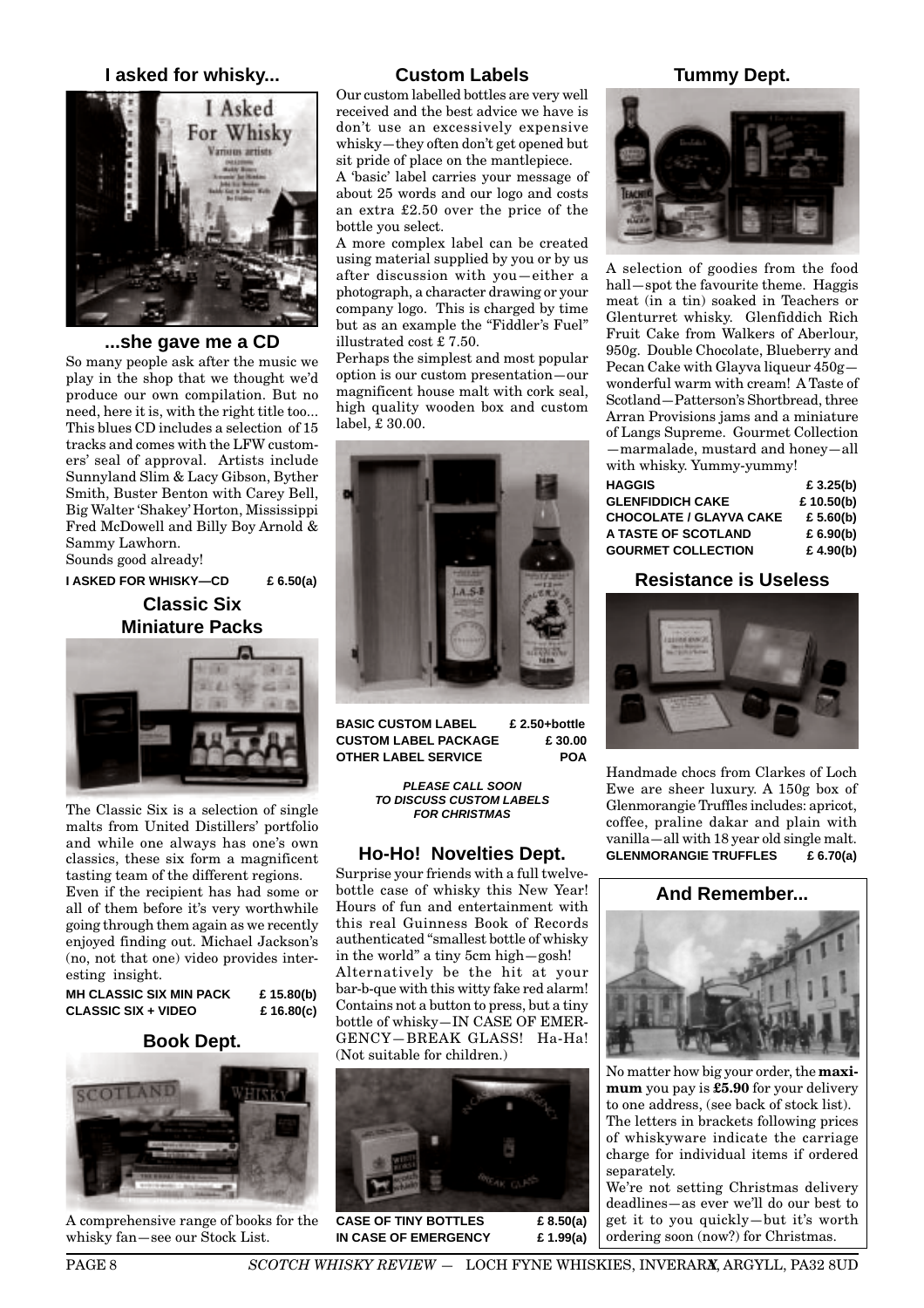## I asked for whisky...

## ...she gave me a CD

So many people ask after the music we play in the shop that we thought we'd produce our own compilation. But no need, here it is, with the right title too... This blues CD includes a selection of 15 tracks and comes with the LFW customers' seal of approval. Artists include Sunnyland Slim & Lacy Gibson, Byther Smith, Buster Benton with Carey Bell, Big Walter 'Shakey' Horton, Mississippi Fred McDowell and Billy Boy Arnold & Sammy Lawhorn.

Sounds good already!

| | |
|---|---|
| **I ASKED FOR WHISKY—CD** | **£ 6.50(a)** |

## Classic Six Miniature Packs

The Classic Six is a selection of single malts from United Distillers' portfolio and while one always has one's own classics, these six form a magnificent tasting team of the different regions.

Even if the recipient has had some or all of them before it's very worthwhile going through them again as we recently enjoyed finding out. Michael Jackson's (no, not that one) video provides interesting insight.

| | |
|---|---|
| **MH CLASSIC SIX MIN PACK** | **£ 15.80(b)** |
| **CLASSIC SIX + VIDEO** | **£ 16.80(c)** |

## Book Dept.

A comprehensive range of books for the whisky fan—see our Stock List.

## Custom Labels

Our custom labelled bottles are very well received and the best advice we have is don't use an excessively expensive whisky—they often don't get opened but sit pride of place on the mantlepiece.

A 'basic' label carries your message of about 25 words and our logo and costs an extra £2.50 over the price of the bottle you select.

A more complex label can be created using material supplied by you or by us after discussion with you—either a photograph, a character drawing or your company logo. This is charged by time but as an example the "Fiddler's Fuel" illustrated cost £ 7.50.

Perhaps the simplest and most popular option is our custom presentation—our magnificent house malt with cork seal, high quality wooden box and custom label, £ 30.00.

| | |
|---|---|
| **BASIC CUSTOM LABEL** | **£ 2.50+bottle** |
| **CUSTOM LABEL PACKAGE** | **£ 30.00** |
| **OTHER LABEL SERVICE** | **POA** |

***PLEASE CALL SOON TO DISCUSS CUSTOM LABELS FOR CHRISTMAS***

## Ho-Ho! Novelties Dept.

Surprise your friends with a full twelve-bottle case of whisky this New Year! Hours of fun and entertainment with this real Guinness Book of Records authenticated "smallest bottle of whisky in the world" a tiny 5cm high—gosh!

Alternatively be the hit at your bar-b-que with this witty fake red alarm! Contains not a button to press, but a tiny bottle of whisky—IN CASE OF EMERGENCY—BREAK GLASS! Ha-Ha! (Not suitable for children.)

| | |
|---|---|
| **CASE OF TINY BOTTLES** | **£ 8.50(a)** |
| **IN CASE OF EMERGENCY** | **£ 1.99(a)** |

## Tummy Dept.

A selection of goodies from the food hall—spot the favourite theme. Haggis meat (in a tin) soaked in Teachers or Glenturret whisky. Glenfiddich Rich Fruit Cake from Walkers of Aberlour, 950g. Double Chocolate, Blueberry and Pecan Cake with Glayva liqueur 450g—wonderful warm with cream! A Taste of Scotland—Patterson's Shortbread, three Arran Provisions jams and a miniature of Langs Supreme. Gourmet Collection—marmalade, mustard and honey—all with whisky. Yummy-yummy!

| | |
|---|---|
| **HAGGIS** | **£ 3.25(b)** |
| **GLENFIDDICH CAKE** | **£ 10.50(b)** |
| **CHOCOLATE / GLAYVA CAKE** | **£ 5.60(b)** |
| **A TASTE OF SCOTLAND** | **£ 6.90(b)** |
| **GOURMET COLLECTION** | **£ 4.90(b)** |

## Resistance is Useless

Handmade chocs from Clarkes of Loch Ewe are sheer luxury. A 150g box of Glenmorangie Truffles includes: apricot, coffee, praline dakar and plain with vanilla—all with 18 year old single malt.

| | |
|---|---|
| **GLENMORANGIE TRUFFLES** | **£ 6.70(a)** |

## And Remember...

No matter how big your order, the **maximum** you pay is **£5.90** for your delivery to one address, (see back of stock list).

The letters in brackets following prices of whiskyware indicate the carriage charge for individual items if ordered separately.

We're not setting Christmas delivery deadlines—as ever we'll do our best to get it to you quickly—but it's worth ordering soon (now?) for Christmas.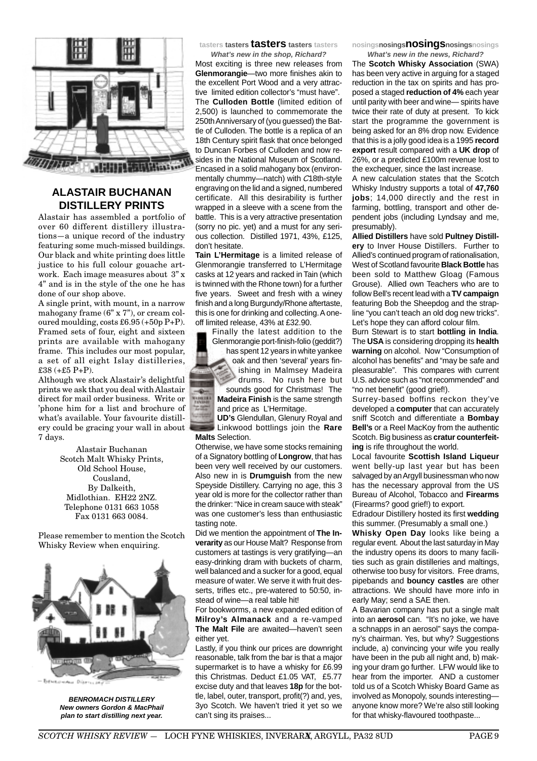## ALASTAIR BUCHANAN DISTILLERY PRINTS

Alastair has assembled a portfolio of over 60 different distillery illustrations—a unique record of the industry featuring some much-missed buildings. Our black and white printing does little justice to his full colour gouache artwork. Each image measures about 3" x 4" and is in the style of the one he has done of our shop above.

A single print, with mount, in a narrow mahogany frame (6" x 7"), or cream coloured moulding, costs £6.95 (+50p P+P). Framed sets of four, eight and sixteen prints are available with mahogany frame. This includes our most popular, a set of all eight Islay distilleries, £38 (+£5 P+P).

Although we stock Alastair's delightful prints we ask that you deal with Alastair direct for mail order business. Write or 'phone him for a list and brochure of what's available. Your favourite distillery could be gracing your wall in about 7 days.

Alastair Buchanan
Scotch Malt Whisky Prints,
Old School House,
Cousland,
By Dalkeith,
Midlothian. EH22 2NZ.
Telephone 0131 663 1058
Fax 0131 663 0084.

Please remember to mention the Scotch Whisky Review when enquiring.

***BENROMACH DISTILLERY***
***New owners Gordon & MacPhail plan to start distilling next year.***

## tasters tasters **tasters** tasters tasters

***What's new in the shop, Richard?***

Most exciting is three new releases from **Glenmorangie**—two more finishes akin to the excellent Port Wood and a very attractive limited edition collector's "must have".

The **Culloden Bottle** (limited edition of 2,500) is launched to commemorate the 250th Anniversary of (you guessed) the Battle of Culloden. The bottle is a replica of an 18th Century spirit flask that once belonged to Duncan Forbes of Culloden and now resides in the National Museum of Scotland. Encased in a solid mahogany box (environmentally chummy—natch) with *C*18th-style engraving on the lid and a signed, numbered certificate. All this desirability is further wrapped in a sleeve with a scene from the battle. This is a very attractive presentation (sorry no pic. yet) and a must for any serious collection. Distilled 1971, 43%, £125, don't hesitate.

**Tain L'Hermitage** is a limited release of Glenmorangie transferred to L'Hermitage casks at 12 years and racked in Tain (which is twinned with the Rhone town) for a further five years. Sweet and fresh with a winey finish and a long Burgundy/Rhone aftertaste, this is one for drinking and collecting. A one-off limited release, 43% at £32.90.

Finally the latest addition to the Glenmorangie port-finish-folio (geddit?) has spent 12 years in white yankee oak and then 'several' years finishing in Malmsey Madeira drums. No rush here but sounds good for Christmas! The **Madeira Finish** is the same strength and price as L'Hermitage.

**UD's** Glendullan, Glenury Royal and Linkwood bottlings join the **Rare Malts** Selection.

Otherwise, we have some stocks remaining of a Signatory bottling of **Longrow**, that has been very well received by our customers. Also new in is **Drumguish** from the new Speyside Distillery. Carrying no age, this 3 year old is more for the collector rather than the drinker: "Nice in cream sauce with steak" was one customer's less than enthusiastic tasting note.

Did we mention the appointment of **The Inverarity** as our House Malt? Response from customers at tastings is very gratifying—an easy-drinking dram with buckets of charm, well balanced and a sucker for a good, equal measure of water. We serve it with fruit desserts, trifles etc., pre-watered to 50:50, instead of wine—a real table hit!

For bookworms, a new expanded edition of **Milroy's Almanack** and a re-vamped **The Malt File** are awaited—haven't seen either yet.

Lastly, if you think our prices are downright reasonable, talk from the bar is that a major supermarket is to have a whisky for £6.99 this Christmas. Deduct £1.05 VAT, £5.77 excise duty and that leaves **18p** for the bottle, label, outer, transport, profit(?) and, yes, 3yo Scotch. We haven't tried it yet so we can't sing its praises...

## nosingsnosings**nosings**nosingsnosings

***What's new in the news, Richard?***

The **Scotch Whisky Association** (SWA) has been very active in arguing for a staged reduction in the tax on spirits and has proposed a staged **reduction of 4%** each year until parity with beer and wine— spirits have twice their rate of duty at present. To kick start the programme the government is being asked for an 8% drop now. Evidence that this is a jolly good idea is a 1995 **record export** result compared with a **UK drop** of 26%, or a predicted £100m revenue lost to the exchequer, since the last increase.

A new calculation states that the Scotch Whisky Industry supports a total of **47,760 jobs**; 14,000 directly and the rest in farming, bottling, transport and other dependent jobs (including Lyndsay and me, presumably).

**Allied Distillers** have sold **Pultney Distillery** to Inver House Distillers. Further to Allied's continued program of rationalisation, West of Scotland favourite **Black Bottle** has been sold to Matthew Gloag (Famous Grouse). Allied own Teachers who are to follow Bell's recent lead with a **TV campaign** featuring Bob the Sheepdog and the strapline "you can't teach an old dog new tricks". Let's hope they can afford colour film.

Burn Stewart is to start **bottling in India**. The **USA** is considering dropping its **health warning** on alcohol. Now "Consumption of alcohol has benefits" and "may be safe and pleasurable". This compares with current U.S. advice such as "not recommended" and "no net benefit" (good grief!).

Surrey-based boffins reckon they've developed a **computer** that can accurately sniff Scotch and differentiate a **Bombay Bell's** or a Reel MacKoy from the authentic Scotch. Big business as **cratur counterfeiting** is rife throughout the world.

Local favourite **Scottish Island Liqueur** went belly-up last year but has been salvaged by an Argyll businessman who now has the necessary approval from the US Bureau of Alcohol, Tobacco and **Firearms** (Firearms? good grief!) to export.

Edradour Distillery hosted its first **wedding** this summer. (Presumably a small one.)

**Whisky Open Day** looks like being a regular event. About the last saturday in May the industry opens its doors to many facilities such as grain distilleries and maltings, otherwise too busy for visitors. Free drams, pipebands and **bouncy castles** are other attractions. We should have more info in early May; send a SAE then.

A Bavarian company has put a single malt into an **aerosol** can. "It's no joke, we have a schnapps in an aerosol" says the company's chairman. Yes, but why? Suggestions include, a) convincing your wife you really have been in the pub all night and, b) making your dram go further. LFW would like to hear from the importer. AND a customer told us of a Scotch Whisky Board Game as involved as Monopoly, sounds interesting—anyone know more? We're also still looking for that whisky-flavoured toothpaste...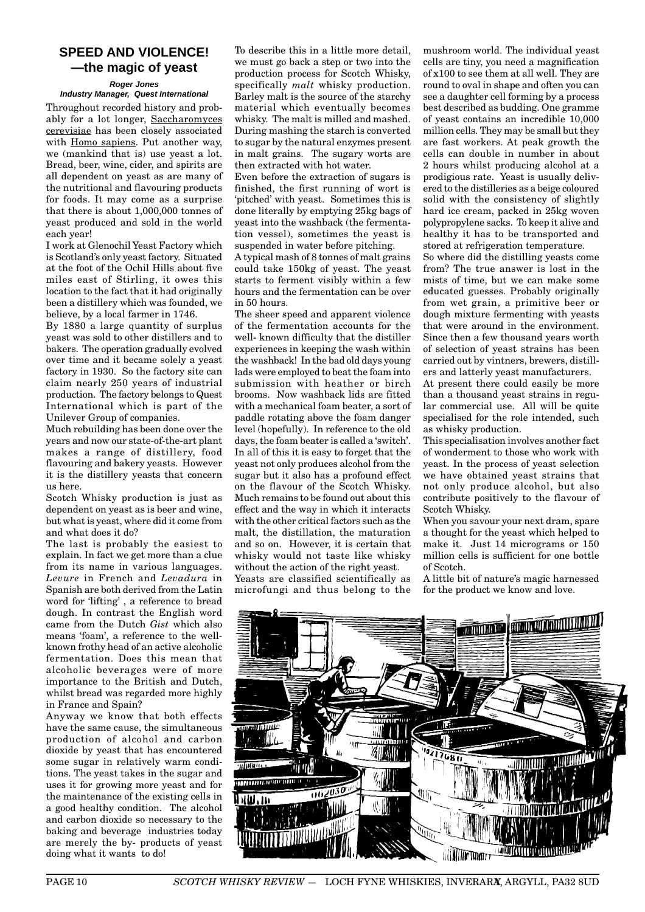## SPEED AND VIOLENCE! —the magic of yeast

***Roger Jones***
***Industry Manager, Quest International***

Throughout recorded history and probably for a lot longer, Saccharomyces cerevisiae has been closely associated with Homo sapiens. Put another way, we (mankind that is) use yeast a lot. Bread, beer, wine, cider, and spirits are all dependent on yeast as are many of the nutritional and flavouring products for foods. It may come as a surprise that there is about 1,000,000 tonnes of yeast produced and sold in the world each year!

I work at Glenochil Yeast Factory which is Scotland's only yeast factory. Situated at the foot of the Ochil Hills about five miles east of Stirling, it owes this location to the fact that it had originally been a distillery which was founded, we believe, by a local farmer in 1746.

By 1880 a large quantity of surplus yeast was sold to other distillers and to bakers. The operation gradually evolved over time and it became solely a yeast factory in 1930. So the factory site can claim nearly 250 years of industrial production. The factory belongs to Quest International which is part of the Unilever Group of companies.

Much rebuilding has been done over the years and now our state-of-the-art plant makes a range of distillery, food flavouring and bakery yeasts. However it is the distillery yeasts that concern us here.

Scotch Whisky production is just as dependent on yeast as is beer and wine, but what is yeast, where did it come from and what does it do?

The last is probably the easiest to explain. In fact we get more than a clue from its name in various languages. *Levure* in French and *Levadura* in Spanish are both derived from the Latin word for 'lifting' , a reference to bread dough. In contrast the English word came from the Dutch *Gist* which also means 'foam', a reference to the well-known frothy head of an active alcoholic fermentation. Does this mean that alcoholic beverages were of more importance to the British and Dutch, whilst bread was regarded more highly in France and Spain?

Anyway we know that both effects have the same cause, the simultaneous production of alcohol and carbon dioxide by yeast that has encountered some sugar in relatively warm conditions. The yeast takes in the sugar and uses it for growing more yeast and for the maintenance of the existing cells in a good healthy condition. The alcohol and carbon dioxide so necessary to the baking and beverage industries today are merely the by- products of yeast doing what it wants to do!

To describe this in a little more detail, we must go back a step or two into the production process for Scotch Whisky, specifically *malt* whisky production. Barley malt is the source of the starchy material which eventually becomes whisky. The malt is milled and mashed. During mashing the starch is converted to sugar by the natural enzymes present in malt grains. The sugary worts are then extracted with hot water.

Even before the extraction of sugars is finished, the first running of wort is 'pitched' with yeast. Sometimes this is done literally by emptying 25kg bags of yeast into the washback (the fermentation vessel), sometimes the yeast is suspended in water before pitching.

A typical mash of 8 tonnes of malt grains could take 150kg of yeast. The yeast starts to ferment visibly within a few hours and the fermentation can be over in 50 hours.

The sheer speed and apparent violence of the fermentation accounts for the well- known difficulty that the distiller experiences in keeping the wash within the washback! In the bad old days young lads were employed to beat the foam into submission with heather or birch brooms. Now washback lids are fitted with a mechanical foam beater, a sort of paddle rotating above the foam danger level (hopefully). In reference to the old days, the foam beater is called a 'switch'. In all of this it is easy to forget that the yeast not only produces alcohol from the sugar but it also has a profound effect on the flavour of the Scotch Whisky. Much remains to be found out about this effect and the way in which it interacts with the other critical factors such as the malt, the distillation, the maturation and so on. However, it is certain that whisky would not taste like whisky without the action of the right yeast.

Yeasts are classified scientifically as microfungi and thus belong to the mushroom world. The individual yeast cells are tiny, you need a magnification of x100 to see them at all well. They are round to oval in shape and often you can see a daughter cell forming by a process best described as budding. One gramme of yeast contains an incredible 10,000 million cells. They may be small but they are fast workers. At peak growth the cells can double in number in about 2 hours whilst producing alcohol at a prodigious rate. Yeast is usually delivered to the distilleries as a beige coloured solid with the consistency of slightly hard ice cream, packed in 25kg woven polypropylene sacks. To keep it alive and healthy it has to be transported and stored at refrigeration temperature.

So where did the distilling yeasts come from? The true answer is lost in the mists of time, but we can make some educated guesses. Probably originally from wet grain, a primitive beer or dough mixture fermenting with yeasts that were around in the environment. Since then a few thousand years worth of selection of yeast strains has been carried out by vintners, brewers, distillers and latterly yeast manufacturers.

At present there could easily be more than a thousand yeast strains in regular commercial use. All will be quite specialised for the role intended, such as whisky production.

This specialisation involves another fact of wonderment to those who work with yeast. In the process of yeast selection we have obtained yeast strains that not only produce alcohol, but also contribute positively to the flavour of Scotch Whisky.

When you savour your next dram, spare a thought for the yeast which helped to make it. Just 14 micrograms or 150 million cells is sufficient for one bottle of Scotch.

A little bit of nature's magic harnessed for the product we know and love.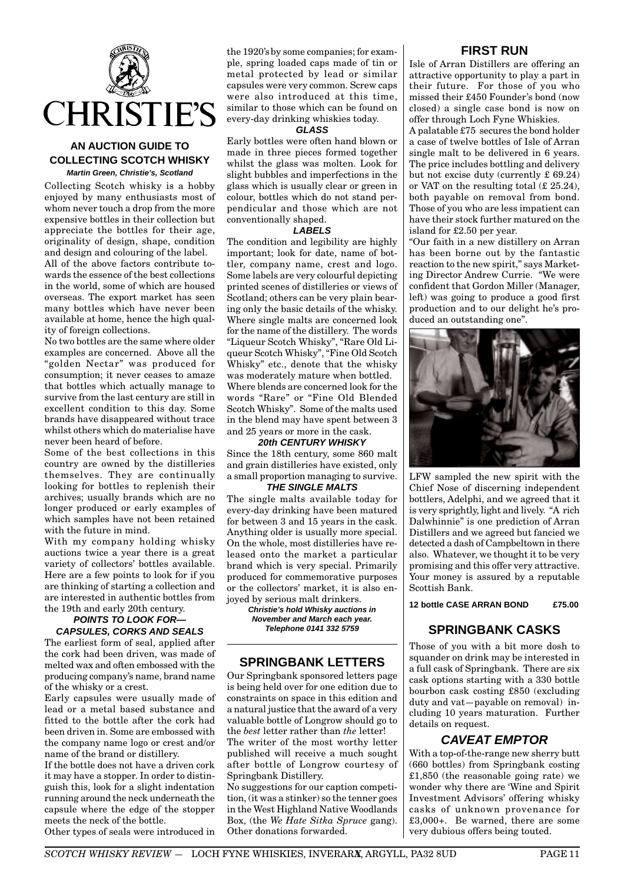CHRISTIE'S

## AN AUCTION GUIDE TO COLLECTING SCOTCH WHISKY

***Martin Green, Christie's, Scotland***

Collecting Scotch whisky is a hobby enjoyed by many enthusiasts most of whom never touch a drop from the more expensive bottles in their collection but appreciate the bottles for their age, originality of design, shape, condition and design and colouring of the label.

All of the above factors contribute towards the essence of the best collections in the world, some of which are housed overseas. The export market has seen many bottles which have never been available at home, hence the high quality of foreign collections.

No two bottles are the same where older examples are concerned. Above all the "golden Nectar" was produced for consumption; it never ceases to amaze that bottles which actually manage to survive from the last century are still in excellent condition to this day. Some brands have disappeared without trace whilst others which do materialise have never been heard of before.

Some of the best collections in this country are owned by the distilleries themselves. They are continually looking for bottles to replenish their archives; usually brands which are no longer produced or early examples of which samples have not been retained with the future in mind.

With my company holding whisky auctions twice a year there is a great variety of collectors' bottles available. Here are a few points to look for if you are thinking of starting a collection and are interested in authentic bottles from the 19th and early 20th century.

### *POINTS TO LOOK FOR— CAPSULES, CORKS AND SEALS*

The earliest form of seal, applied after the cork had been driven, was made of melted wax and often embossed with the producing company's name, brand name of the whisky or a crest.

Early capsules were usually made of lead or a metal based substance and fitted to the bottle after the cork had been driven in. Some are embossed with the company name logo or crest and/or name of the brand or distillery.

If the bottle does not have a driven cork it may have a stopper. In order to distinguish this, look for a slight indentation running around the neck underneath the capsule where the edge of the stopper meets the neck of the bottle.

Other types of seals were introduced in the 1920's by some companies; for example, spring loaded caps made of tin or metal protected by lead or similar capsules were very common. Screw caps were also introduced at this time, similar to those which can be found on every-day drinking whiskies today.

### *GLASS*

Early bottles were often hand blown or made in three pieces formed together whilst the glass was molten. Look for slight bubbles and imperfections in the glass which is usually clear or green in colour, bottles which do not stand perpendicular and those which are not conventionally shaped.

### *LABELS*

The condition and legibility are highly important; look for date, name of bottler, company name, crest and logo. Some labels are very colourful depicting printed scenes of distilleries or views of Scotland; others can be very plain bearing only the basic details of the whisky. Where single malts are concerned look for the name of the distillery. The words "Liqueur Scotch Whisky", "Rare Old Liqueur Scotch Whisky", "Fine Old Scotch Whisky" etc., denote that the whisky was moderately mature when bottled.

Where blends are concerned look for the words "Rare" or "Fine Old Blended Scotch Whisky". Some of the malts used in the blend may have spent between 3 and 25 years or more in the cask.

### *20th CENTURY WHISKY*

Since the 18th century, some 860 malt and grain distilleries have existed, only a small proportion managing to survive.

### *THE SINGLE MALTS*

The single malts available today for every-day drinking have been matured for between 3 and 15 years in the cask. Anything older is usually more special. On the whole, most distilleries have released onto the market a particular brand which is very special. Primarily produced for commemorative purposes or the collectors' market, it is also enjoyed by serious malt drinkers.

***Christie's hold Whisky auctions in November and March each year. Telephone 0141 332 5759***

## SPRINGBANK LETTERS

Our Springbank sponsored letters page is being held over for one edition due to constraints on space in this edition and a natural justice that the award of a very valuable bottle of Longrow should go to the *best* letter rather than *the* letter!

The writer of the most worthy letter published will receive a much sought after bottle of Longrow courtesy of Springbank Distillery.

No suggestions for our caption competition, (it was a stinker) so the tenner goes in the West Highland Native Woodlands Box, (the *We Hate Sitka Spruce* gang). Other donations forwarded.

## FIRST RUN

Isle of Arran Distillers are offering an attractive opportunity to play a part in their future. For those of you who missed their £450 Founder's bond (now closed) a single case bond is now on offer through Loch Fyne Whiskies.

A palatable £75 secures the bond holder a case of twelve bottles of Isle of Arran single malt to be delivered in 6 years. The price includes bottling and delivery but not excise duty (currently £ 69.24) or VAT on the resulting total (£ 25.24), both payable on removal from bond. Those of you who are less impatient can have their stock further matured on the island for £2.50 per year.

"Our faith in a new distillery on Arran has been borne out by the fantastic reaction to the new spirit," says Marketing Director Andrew Currie. "We were confident that Gordon Miller (Manager, left) was going to produce a good first production and to our delight he's produced an outstanding one".

LFW sampled the new spirit with the Chief Nose of discerning independent bottlers, Adelphi, and we agreed that it is very sprightly, light and lively. "A rich Dalwhinnie" is one prediction of Arran Distillers and we agreed but fancied we detected a dash of Campbeltown in there also. Whatever, we thought it to be very promising and this offer very attractive. Your money is assured by a reputable Scottish Bank.

**12 bottle CASE ARRAN BOND £75.00**

## SPRINGBANK CASKS

Those of you with a bit more dosh to squander on drink may be interested in a full cask of Springbank. There are six cask options starting with a 330 bottle bourbon cask costing £850 (excluding duty and vat—payable on removal) including 10 years maturation. Further details on request.

## *CAVEAT EMPTOR*

With a top-of-the-range new sherry butt (660 bottles) from Springbank costing £1,850 (the reasonable going rate) we wonder why there are 'Wine and Spirit Investment Advisors' offering whisky casks of unknown provenance for £3,000+. Be warned, there are some very dubious offers being touted.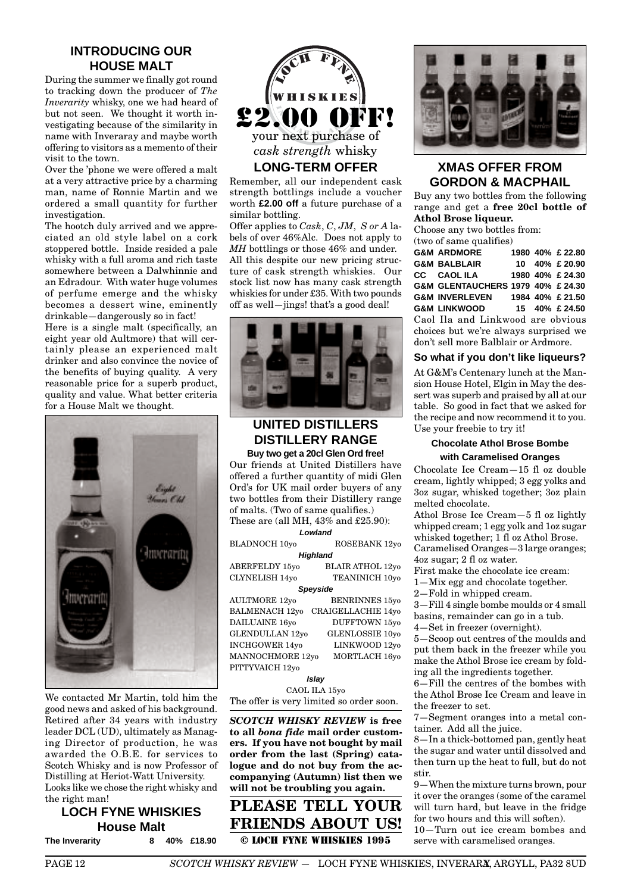## INTRODUCING OUR HOUSE MALT

During the summer we finally got round to tracking down the producer of *The Inverarity* whisky, one we had heard of but not seen. We thought it worth investigating because of the similarity in name with Inveraray and maybe worth offering to visitors as a memento of their visit to the town.

Over the 'phone we were offered a malt at a very attractive price by a charming man, name of Ronnie Martin and we ordered a small quantity for further investigation.

The hootch duly arrived and we appreciated an old style label on a cork stoppered bottle. Inside resided a pale whisky with a full aroma and rich taste somewhere between a Dalwhinnie and an Edradour. With water huge volumes of perfume emerge and the whisky becomes a dessert wine, eminently drinkable—dangerously so in fact!

Here is a single malt (specifically, an eight year old Aultmore) that will certainly please an experienced malt drinker and also convince the novice of the benefits of buying quality. A very reasonable price for a superb product, quality and value. What better criteria for a House Malt we thought.

We contacted Mr Martin, told him the good news and asked of his background. Retired after 34 years with industry leader DCL (UD), ultimately as Managing Director of production, he was awarded the O.B.E. for services to Scotch Whisky and is now Professor of Distilling at Heriot-Watt University.

Looks like we chose the right whisky and the right man!

### LOCH FYNE WHISKIES House Malt

| | | | |
|---|---|---|---|
| The Inverarity | 8 | 40% | £18.90 |

LOCH FYNE WHISKIES

# £2.00 OFF!

your next purchase of *cask strength* whisky

### LONG-TERM OFFER

Remember, all our independent cask strength bottlings include a voucher worth **£2.00 off** a future purchase of a similar bottling.

Offer applies to *Cask*, *C*, *JM*, *S or A* labels of over 46%Alc. Does not apply to *MH* bottlings or those 46% and under.

All this despite our new pricing structure of cask strength whiskies. Our stock list now has many cask strength whiskies for under £35. With two pounds off as well—jings! that's a good deal!

## UNITED DISTILLERS DISTILLERY RANGE

**Buy two get a 20cl Glen Ord free!**

Our friends at United Distillers have offered a further quantity of midi Glen Ord's for UK mail order buyers of any two bottles from their Distillery range of malts. (Two of same qualifies.)

These are (all MH, 43% and £25.90):

***Lowland***

BLADNOCH 10yo — ROSEBANK 12yo

***Highland***

ABERFELDY 15yo — BLAIR ATHOL 12yo
CLYNELISH 14yo — TEANINICH 10yo

***Speyside***

AULTMORE 12yo — BENRINNES 15yo
BALMENACH 12yo — CRAIGELLACHIE 14yo
DAILUAINE 16yo — DUFFTOWN 15yo
GLENDULLAN 12yo — GLENLOSSIE 10yo
INCHGOWER 14yo — LINKWOOD 12yo
MANNOCHMORE 12yo — MORTLACH 16yo
PITTYVAICH 12yo

***Islay***

CAOL ILA 15yo

The offer is very limited so order soon.

***SCOTCH WHISKY REVIEW* is free to all *bona fide* mail order customers. If you have not bought by mail order from the last (Spring) catalogue and do not buy from the accompanying (Autumn) list then we will not be troubling you again.**

## PLEASE TELL YOUR FRIENDS ABOUT US!

© LOCH FYNE WHISKIES 1995

## XMAS OFFER FROM GORDON & MACPHAIL

Buy any two bottles from the following range and get a **free 20cl bottle of Athol Brose liqueur.**

Choose any two bottles from:
(two of same qualifies)

| | | | |
|---|---|---|---|
| G&M ARDMORE | 1980 | 40% | £ 22.80 |
| G&M BALBLAIR | 10 | 40% | £ 20.90 |
| CC CAOL ILA | 1980 | 40% | £ 24.30 |
| G&M GLENTAUCHERS | 1979 | 40% | £ 24.30 |
| G&M INVERLEVEN | 1984 | 40% | £ 21.50 |
| G&M LINKWOOD | 15 | 40% | £ 24.50 |

Caol Ila and Linkwood are obvious choices but we're always surprised we don't sell more Balblair or Ardmore.

### So what if you don't like liqueurs?

At G&M's Centenary lunch at the Mansion House Hotel, Elgin in May the dessert was superb and praised by all at our table. So good in fact that we asked for the recipe and now recommend it to you. Use your freebie to try it!

#### Chocolate Athol Brose Bombe with Caramelised Oranges

Chocolate Ice Cream—15 fl oz double cream, lightly whipped; 3 egg yolks and 3oz sugar, whisked together; 3oz plain melted chocolate.

Athol Brose Ice Cream—5 fl oz lightly whipped cream; 1 egg yolk and 1oz sugar whisked together; 1 fl oz Athol Brose.

Caramelised Oranges—3 large oranges; 4oz sugar; 2 fl oz water.

First make the chocolate ice cream:

1—Mix egg and chocolate together.
2—Fold in whipped cream.
3—Fill 4 single bombe moulds or 4 small basins, remainder can go in a tub.
4—Set in freezer (overnight).
5—Scoop out centres of the moulds and put them back in the freezer while you make the Athol Brose ice cream by folding all the ingredients together.
6—Fill the centres of the bombes with the Athol Brose Ice Cream and leave in the freezer to set.
7—Segment oranges into a metal container. Add all the juice.
8—In a thick-bottomed pan, gently heat the sugar and water until dissolved and then turn up the heat to full, but do not stir.
9—When the mixture turns brown, pour it over the oranges (some of the caramel will turn hard, but leave in the fridge for two hours and this will soften).
10—Turn out ice cream bombes and serve with caramelised oranges.